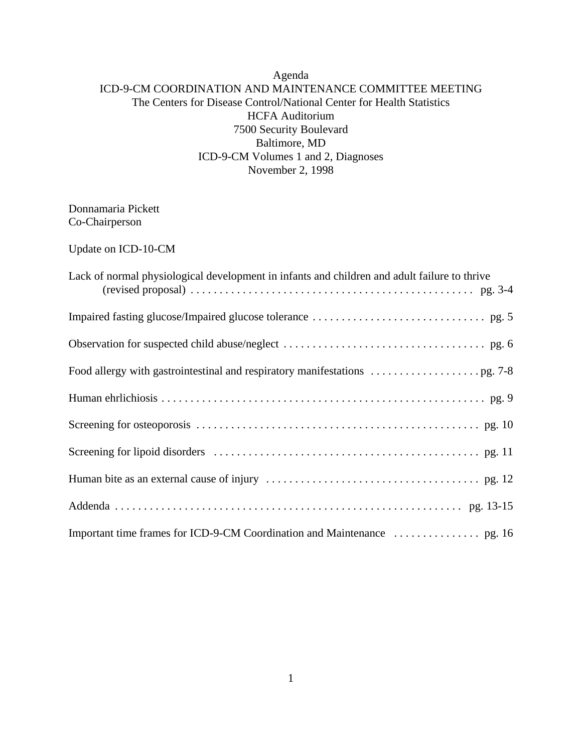# Agenda
## ICD-9-CM COORDINATION AND MAINTENANCE COMMITTEE MEETING
The Centers for Disease Control/National Center for Health Statistics
HCFA Auditorium
7500 Security Boulevard
Baltimore, MD
ICD-9-CM Volumes 1 and 2, Diagnoses
November 2, 1998

Donnamaria Pickett
Co-Chairperson

Update on ICD-10-CM

Lack of normal physiological development in infants and children and adult failure to thrive (revised proposal) . . . . . . . . . . . . . . . . . . . . . . . . . . . . . . . . . . . . . . . . . . . . . . . . pg. 3-4

Impaired fasting glucose/Impaired glucose tolerance . . . . . . . . . . . . . . . . . . . . . . . . . . . . . . pg. 5

Observation for suspected child abuse/neglect . . . . . . . . . . . . . . . . . . . . . . . . . . . . . . . . . . . pg. 6

Food allergy with gastrointestinal and respiratory manifestations . . . . . . . . . . . . . . . . . . . pg. 7-8

Human ehrlichiosis . . . . . . . . . . . . . . . . . . . . . . . . . . . . . . . . . . . . . . . . . . . . . . . . . . . . . . . pg. 9

Screening for osteoporosis . . . . . . . . . . . . . . . . . . . . . . . . . . . . . . . . . . . . . . . . . . . . . . . . pg. 10

Screening for lipoid disorders . . . . . . . . . . . . . . . . . . . . . . . . . . . . . . . . . . . . . . . . . . . . . pg. 11

Human bite as an external cause of injury . . . . . . . . . . . . . . . . . . . . . . . . . . . . . . . . . . . . pg. 12

Addenda . . . . . . . . . . . . . . . . . . . . . . . . . . . . . . . . . . . . . . . . . . . . . . . . . . . . . . . . . . . . pg. 13-15

Important time frames for ICD-9-CM Coordination and Maintenance . . . . . . . . . . . . . . . pg. 16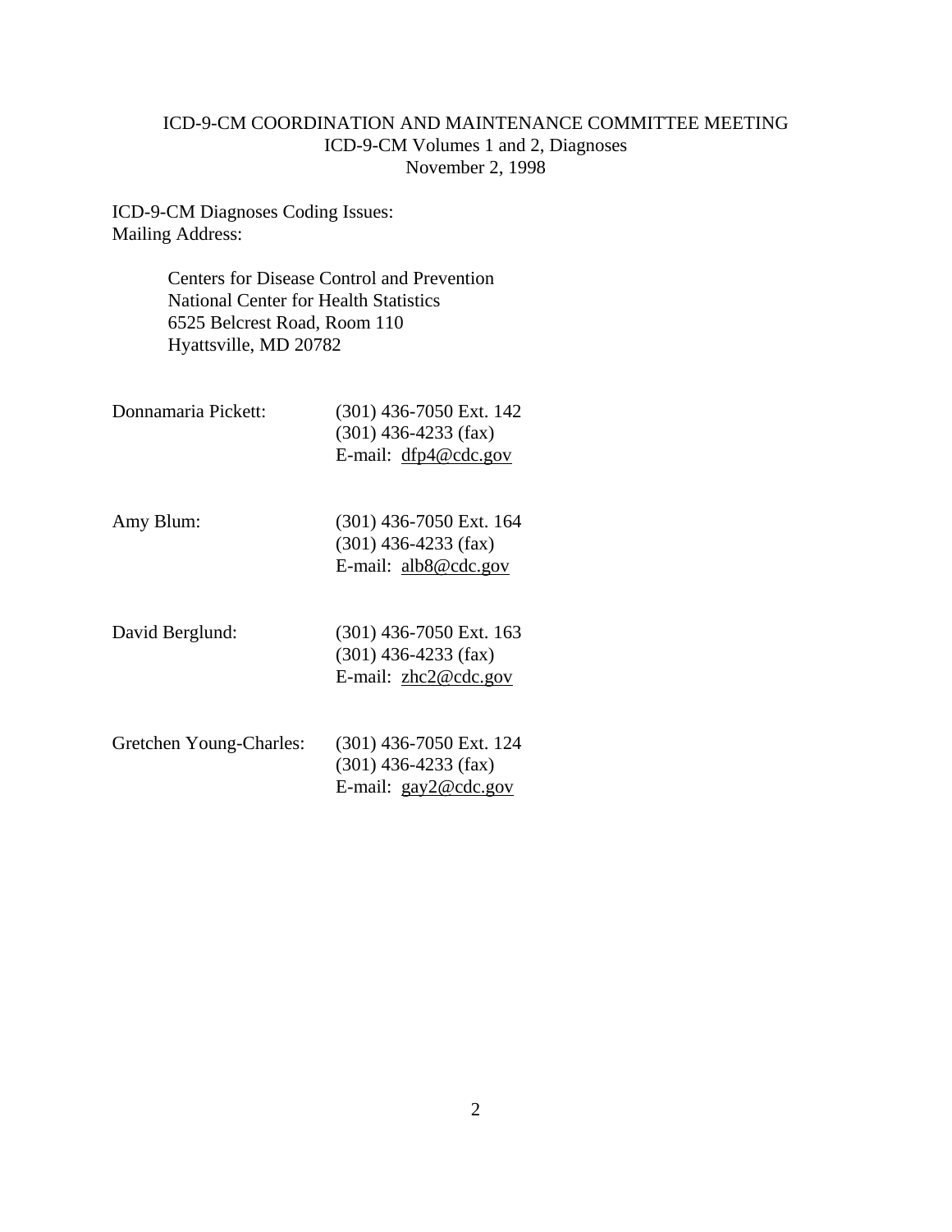ICD-9-CM COORDINATION AND MAINTENANCE COMMITTEE MEETING
ICD-9-CM Volumes 1 and 2, Diagnoses
November 2, 1998

ICD-9-CM Diagnoses Coding Issues:
Mailing Address:

> Centers for Disease Control and Prevention
> National Center for Health Statistics
> 6525 Belcrest Road, Room 110
> Hyattsville, MD 20782

Donnamaria Pickett: (301) 436-7050 Ext. 142
(301) 436-4233 (fax)
E-mail: dfp4@cdc.gov

Amy Blum: (301) 436-7050 Ext. 164
(301) 436-4233 (fax)
E-mail: alb8@cdc.gov

David Berglund: (301) 436-7050 Ext. 163
(301) 436-4233 (fax)
E-mail: zhc2@cdc.gov

Gretchen Young-Charles: (301) 436-7050 Ext. 124
(301) 436-4233 (fax)
E-mail: gay2@cdc.gov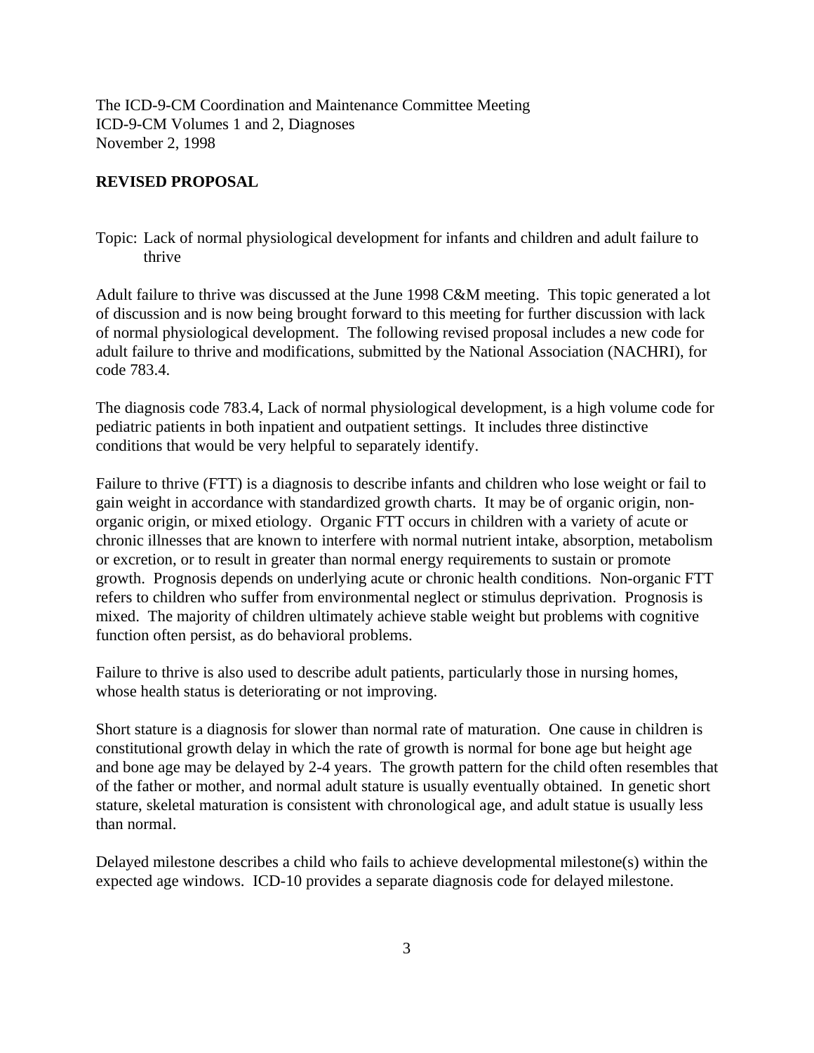The ICD-9-CM Coordination and Maintenance Committee Meeting
ICD-9-CM Volumes 1 and 2, Diagnoses
November 2, 1998

**REVISED PROPOSAL**

Topic: Lack of normal physiological development for infants and children and adult failure to thrive

Adult failure to thrive was discussed at the June 1998 C&M meeting. This topic generated a lot of discussion and is now being brought forward to this meeting for further discussion with lack of normal physiological development. The following revised proposal includes a new code for adult failure to thrive and modifications, submitted by the National Association (NACHRI), for code 783.4.

The diagnosis code 783.4, Lack of normal physiological development, is a high volume code for pediatric patients in both inpatient and outpatient settings. It includes three distinctive conditions that would be very helpful to separately identify.

Failure to thrive (FTT) is a diagnosis to describe infants and children who lose weight or fail to gain weight in accordance with standardized growth charts. It may be of organic origin, non-organic origin, or mixed etiology. Organic FTT occurs in children with a variety of acute or chronic illnesses that are known to interfere with normal nutrient intake, absorption, metabolism or excretion, or to result in greater than normal energy requirements to sustain or promote growth. Prognosis depends on underlying acute or chronic health conditions. Non-organic FTT refers to children who suffer from environmental neglect or stimulus deprivation. Prognosis is mixed. The majority of children ultimately achieve stable weight but problems with cognitive function often persist, as do behavioral problems.

Failure to thrive is also used to describe adult patients, particularly those in nursing homes, whose health status is deteriorating or not improving.

Short stature is a diagnosis for slower than normal rate of maturation. One cause in children is constitutional growth delay in which the rate of growth is normal for bone age but height age and bone age may be delayed by 2-4 years. The growth pattern for the child often resembles that of the father or mother, and normal adult stature is usually eventually obtained. In genetic short stature, skeletal maturation is consistent with chronological age, and adult statue is usually less than normal.

Delayed milestone describes a child who fails to achieve developmental milestone(s) within the expected age windows. ICD-10 provides a separate diagnosis code for delayed milestone.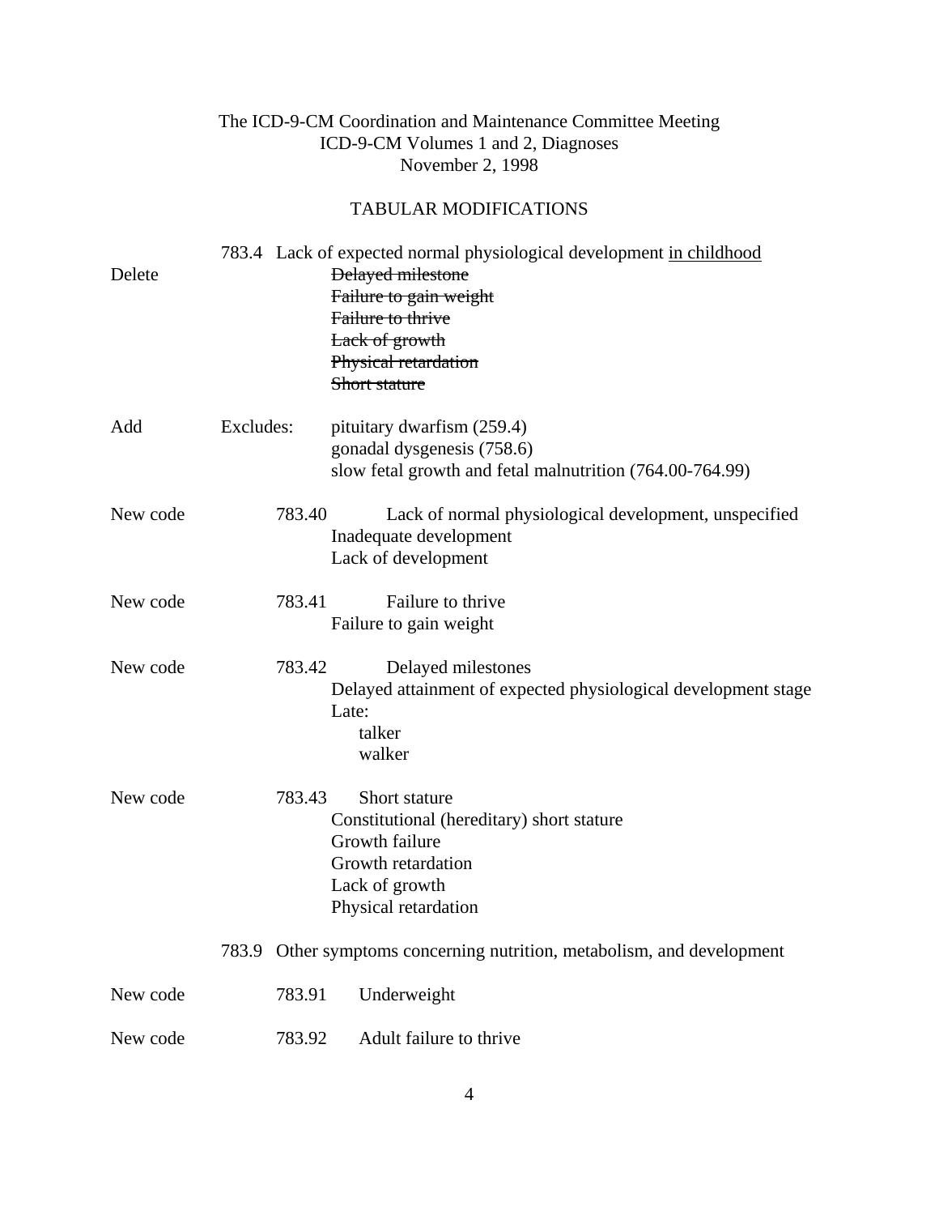The ICD-9-CM Coordination and Maintenance Committee Meeting
ICD-9-CM Volumes 1 and 2, Diagnoses
November 2, 1998

## TABULAR MODIFICATIONS

783.4 Lack of expected normal physiological development <u>in childhood</u>

Delete
~~Delayed milestone~~
~~Failure to gain weight~~
~~Failure to thrive~~
~~Lack of growth~~
~~Physical retardation~~
~~Short stature~~

Add Excludes:
pituitary dwarfism (259.4)
gonadal dysgenesis (758.6)
slow fetal growth and fetal malnutrition (764.00-764.99)

New code 783.40 Lack of normal physiological development, unspecified
Inadequate development
Lack of development

New code 783.41 Failure to thrive
Failure to gain weight

New code 783.42 Delayed milestones
Delayed attainment of expected physiological development stage
Late:
- talker
- walker

New code 783.43 Short stature
Constitutional (hereditary) short stature
Growth failure
Growth retardation
Lack of growth
Physical retardation

783.9 Other symptoms concerning nutrition, metabolism, and development

New code 783.91 Underweight

New code 783.92 Adult failure to thrive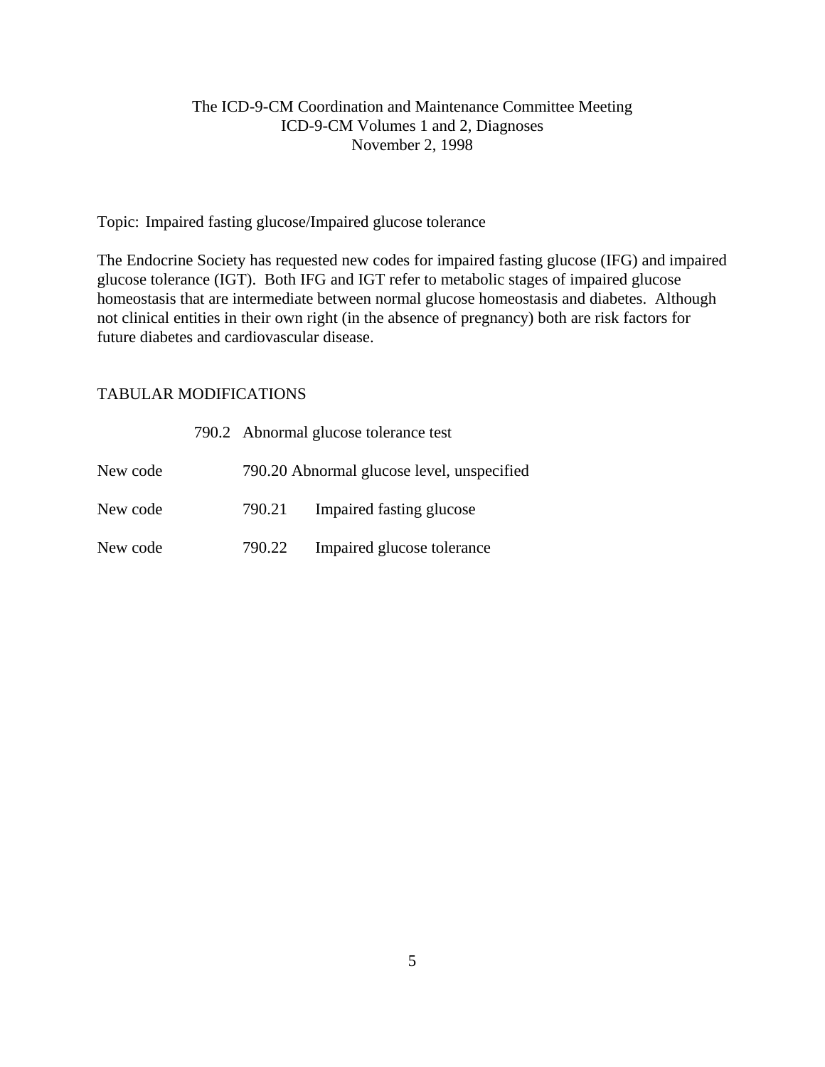The ICD-9-CM Coordination and Maintenance Committee Meeting
ICD-9-CM Volumes 1 and 2, Diagnoses
November 2, 1998

Topic: Impaired fasting glucose/Impaired glucose tolerance

The Endocrine Society has requested new codes for impaired fasting glucose (IFG) and impaired glucose tolerance (IGT). Both IFG and IGT refer to metabolic stages of impaired glucose homeostasis that are intermediate between normal glucose homeostasis and diabetes. Although not clinical entities in their own right (in the absence of pregnancy) both are risk factors for future diabetes and cardiovascular disease.

TABULAR MODIFICATIONS

| | | |
|---|---|---|
| | 790.2 | Abnormal glucose tolerance test |
| New code | 790.20 | Abnormal glucose level, unspecified |
| New code | 790.21 | Impaired fasting glucose |
| New code | 790.22 | Impaired glucose tolerance |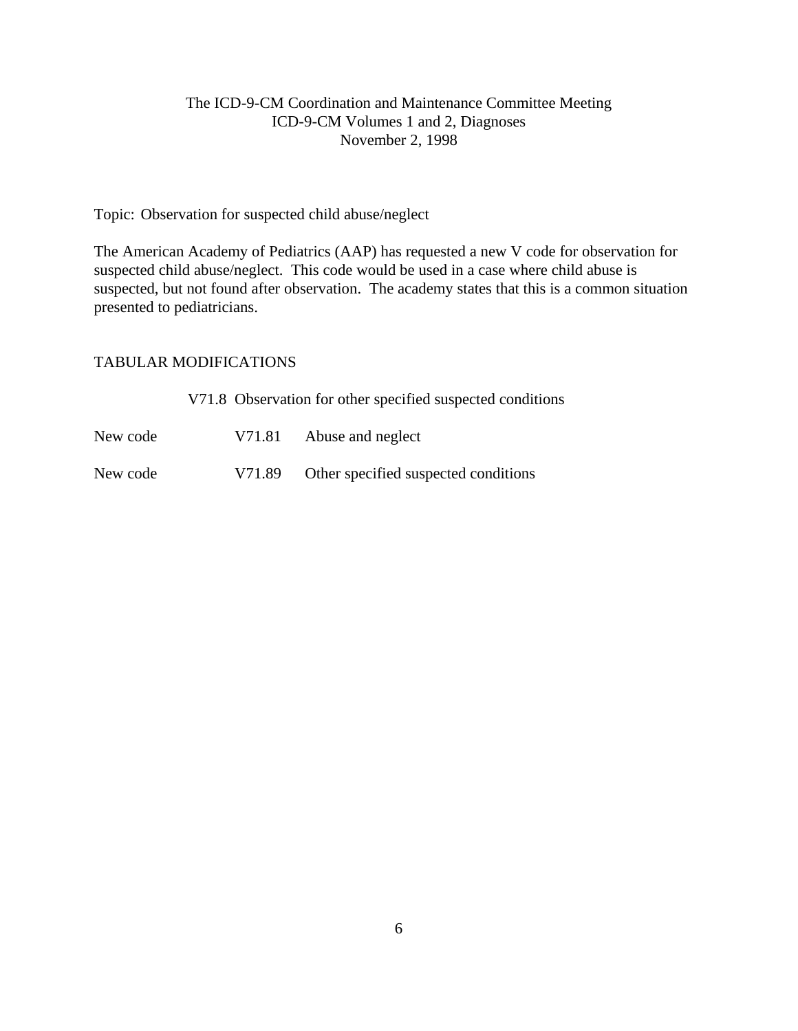The ICD-9-CM Coordination and Maintenance Committee Meeting
ICD-9-CM Volumes 1 and 2, Diagnoses
November 2, 1998

Topic: Observation for suspected child abuse/neglect

The American Academy of Pediatrics (AAP) has requested a new V code for observation for suspected child abuse/neglect. This code would be used in a case where child abuse is suspected, but not found after observation. The academy states that this is a common situation presented to pediatricians.

TABULAR MODIFICATIONS

V71.8 Observation for other specified suspected conditions

New code V71.81 Abuse and neglect

New code V71.89 Other specified suspected conditions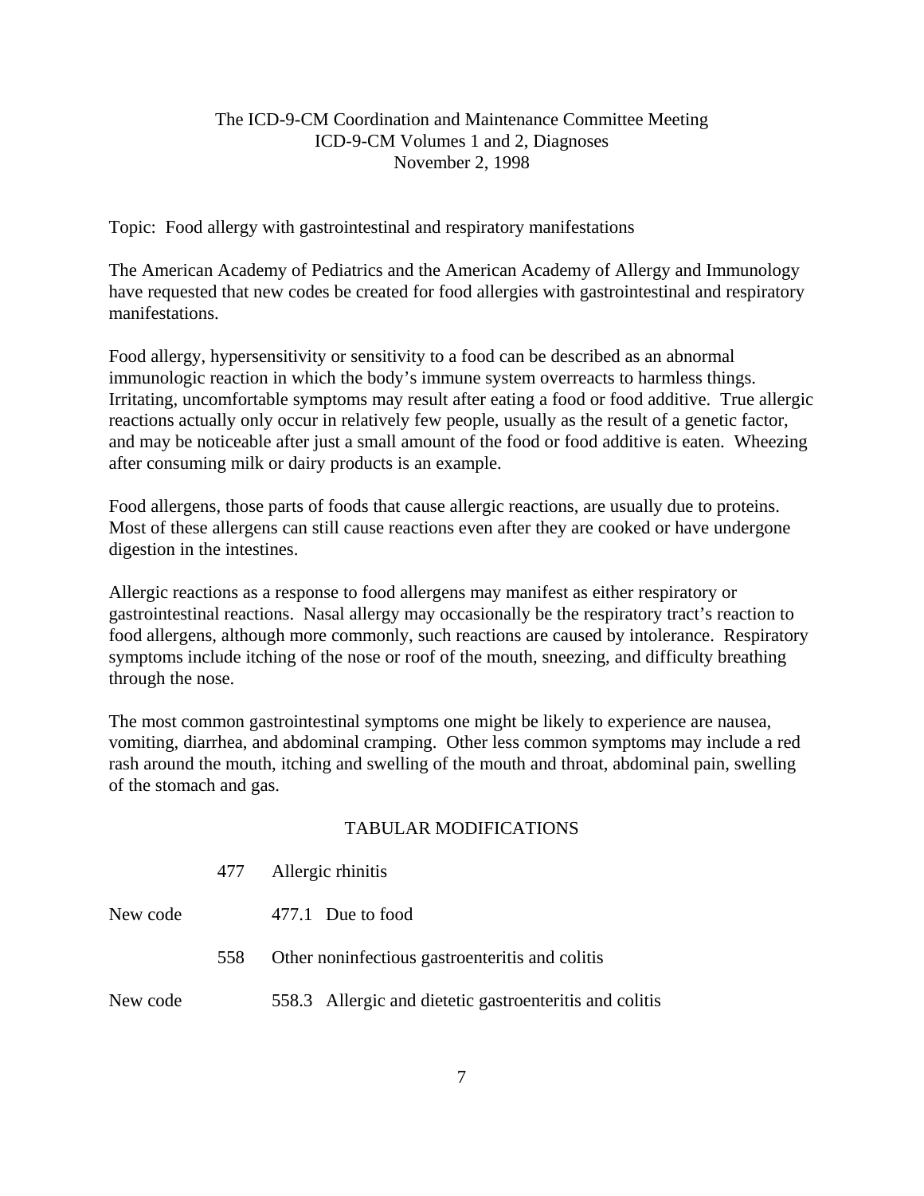The ICD-9-CM Coordination and Maintenance Committee Meeting
ICD-9-CM Volumes 1 and 2, Diagnoses
November 2, 1998

Topic: Food allergy with gastrointestinal and respiratory manifestations

The American Academy of Pediatrics and the American Academy of Allergy and Immunology have requested that new codes be created for food allergies with gastrointestinal and respiratory manifestations.

Food allergy, hypersensitivity or sensitivity to a food can be described as an abnormal immunologic reaction in which the body's immune system overreacts to harmless things. Irritating, uncomfortable symptoms may result after eating a food or food additive. True allergic reactions actually only occur in relatively few people, usually as the result of a genetic factor, and may be noticeable after just a small amount of the food or food additive is eaten. Wheezing after consuming milk or dairy products is an example.

Food allergens, those parts of foods that cause allergic reactions, are usually due to proteins. Most of these allergens can still cause reactions even after they are cooked or have undergone digestion in the intestines.

Allergic reactions as a response to food allergens may manifest as either respiratory or gastrointestinal reactions. Nasal allergy may occasionally be the respiratory tract's reaction to food allergens, although more commonly, such reactions are caused by intolerance. Respiratory symptoms include itching of the nose or roof of the mouth, sneezing, and difficulty breathing through the nose.

The most common gastrointestinal symptoms one might be likely to experience are nausea, vomiting, diarrhea, and abdominal cramping. Other less common symptoms may include a red rash around the mouth, itching and swelling of the mouth and throat, abdominal pain, swelling of the stomach and gas.

TABULAR MODIFICATIONS

| | | |
|---|---|---|
| | 477 | Allergic rhinitis |
| New code | | 477.1 Due to food |
| | 558 | Other noninfectious gastroenteritis and colitis |
| New code | | 558.3 Allergic and dietetic gastroenteritis and colitis |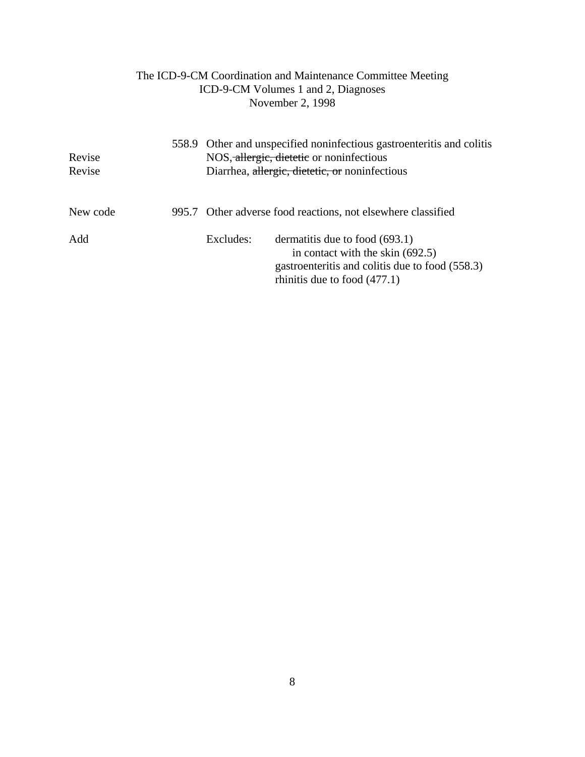The ICD-9-CM Coordination and Maintenance Committee Meeting
ICD-9-CM Volumes 1 and 2, Diagnoses
November 2, 1998

| | | |
|---|---|---|
| | 558.9 | Other and unspecified noninfectious gastroenteritis and colitis |
| Revise | | NOS, ~~allergic, dietetic~~ or noninfectious |
| Revise | | Diarrhea, ~~allergic, dietetic, or~~ noninfectious |
| | | |
| New code | 995.7 | Other adverse food reactions, not elsewhere classified |
| | | |
| Add | | Excludes: dermatitis due to food (693.1)<br>in contact with the skin (692.5)<br>gastroenteritis and colitis due to food (558.3)<br>rhinitis due to food (477.1) |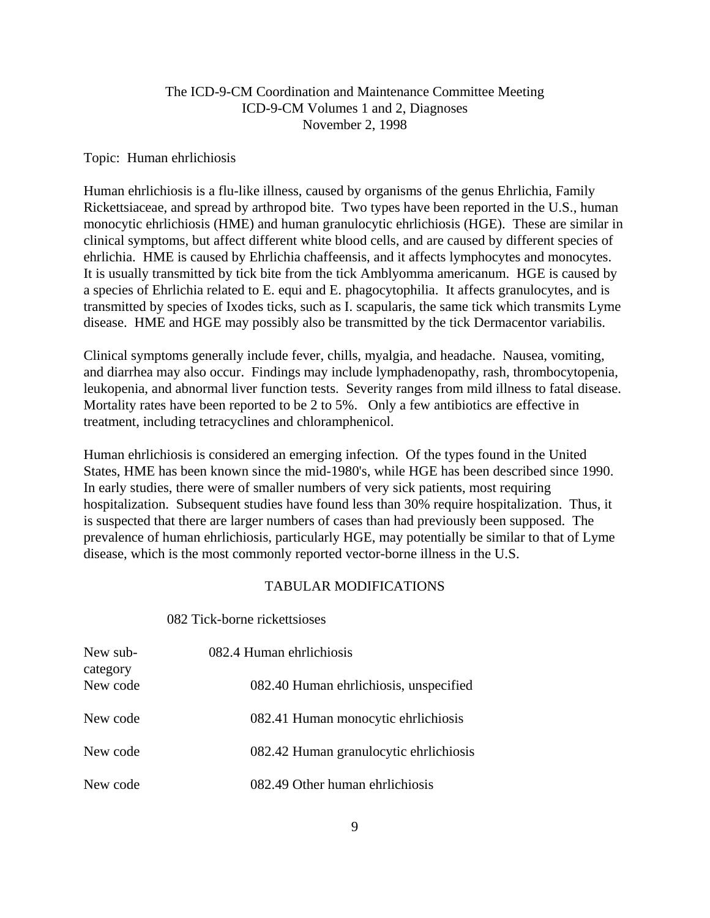The ICD-9-CM Coordination and Maintenance Committee Meeting
ICD-9-CM Volumes 1 and 2, Diagnoses
November 2, 1998

Topic: Human ehrlichiosis

Human ehrlichiosis is a flu-like illness, caused by organisms of the genus Ehrlichia, Family Rickettsiaceae, and spread by arthropod bite. Two types have been reported in the U.S., human monocytic ehrlichiosis (HME) and human granulocytic ehrlichiosis (HGE). These are similar in clinical symptoms, but affect different white blood cells, and are caused by different species of ehrlichia. HME is caused by Ehrlichia chaffeensis, and it affects lymphocytes and monocytes. It is usually transmitted by tick bite from the tick Amblyomma americanum. HGE is caused by a species of Ehrlichia related to E. equi and E. phagocytophilia. It affects granulocytes, and is transmitted by species of Ixodes ticks, such as I. scapularis, the same tick which transmits Lyme disease. HME and HGE may possibly also be transmitted by the tick Dermacentor variabilis.

Clinical symptoms generally include fever, chills, myalgia, and headache. Nausea, vomiting, and diarrhea may also occur. Findings may include lymphadenopathy, rash, thrombocytopenia, leukopenia, and abnormal liver function tests. Severity ranges from mild illness to fatal disease. Mortality rates have been reported to be 2 to 5%. Only a few antibiotics are effective in treatment, including tetracyclines and chloramphenicol.

Human ehrlichiosis is considered an emerging infection. Of the types found in the United States, HME has been known since the mid-1980's, while HGE has been described since 1990. In early studies, there were of smaller numbers of very sick patients, most requiring hospitalization. Subsequent studies have found less than 30% require hospitalization. Thus, it is suspected that there are larger numbers of cases than had previously been supposed. The prevalence of human ehrlichiosis, particularly HGE, may potentially be similar to that of Lyme disease, which is the most commonly reported vector-borne illness in the U.S.

TABULAR MODIFICATIONS

082 Tick-borne rickettsioses

| | |
|---|---|
| New sub-category | 082.4 Human ehrlichiosis |
| New code | 082.40 Human ehrlichiosis, unspecified |
| New code | 082.41 Human monocytic ehrlichiosis |
| New code | 082.42 Human granulocytic ehrlichiosis |
| New code | 082.49 Other human ehrlichiosis |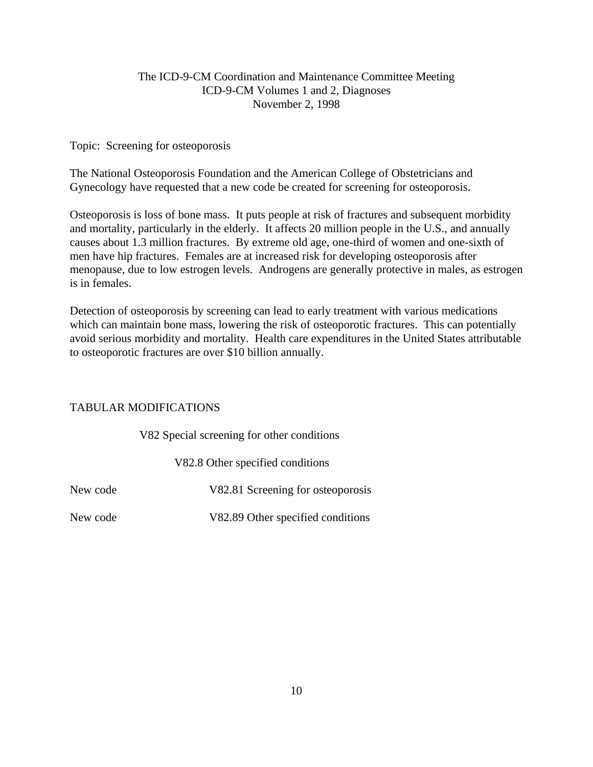The ICD-9-CM Coordination and Maintenance Committee Meeting
ICD-9-CM Volumes 1 and 2, Diagnoses
November 2, 1998

Topic: Screening for osteoporosis

The National Osteoporosis Foundation and the American College of Obstetricians and Gynecology have requested that a new code be created for screening for osteoporosis.

Osteoporosis is loss of bone mass. It puts people at risk of fractures and subsequent morbidity and mortality, particularly in the elderly. It affects 20 million people in the U.S., and annually causes about 1.3 million fractures. By extreme old age, one-third of women and one-sixth of men have hip fractures. Females are at increased risk for developing osteoporosis after menopause, due to low estrogen levels. Androgens are generally protective in males, as estrogen is in females.

Detection of osteoporosis by screening can lead to early treatment with various medications which can maintain bone mass, lowering the risk of osteoporotic fractures. This can potentially avoid serious morbidity and mortality. Health care expenditures in the United States attributable to osteoporotic fractures are over $10 billion annually.

TABULAR MODIFICATIONS

V82 Special screening for other conditions

V82.8 Other specified conditions

New code V82.81 Screening for osteoporosis

New code V82.89 Other specified conditions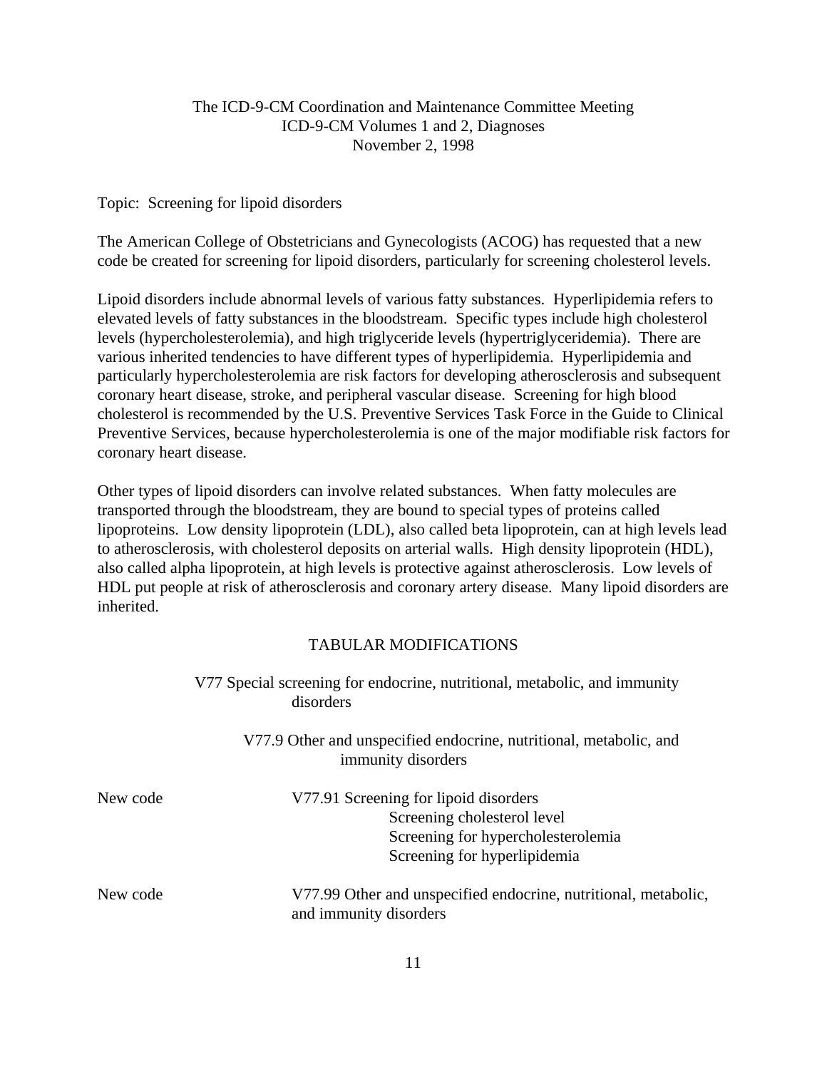The ICD-9-CM Coordination and Maintenance Committee Meeting
ICD-9-CM Volumes 1 and 2, Diagnoses
November 2, 1998

Topic: Screening for lipoid disorders

The American College of Obstetricians and Gynecologists (ACOG) has requested that a new code be created for screening for lipoid disorders, particularly for screening cholesterol levels.

Lipoid disorders include abnormal levels of various fatty substances. Hyperlipidemia refers to elevated levels of fatty substances in the bloodstream. Specific types include high cholesterol levels (hypercholesterolemia), and high triglyceride levels (hypertriglyceridemia). There are various inherited tendencies to have different types of hyperlipidemia. Hyperlipidemia and particularly hypercholesterolemia are risk factors for developing atherosclerosis and subsequent coronary heart disease, stroke, and peripheral vascular disease. Screening for high blood cholesterol is recommended by the U.S. Preventive Services Task Force in the Guide to Clinical Preventive Services, because hypercholesterolemia is one of the major modifiable risk factors for coronary heart disease.

Other types of lipoid disorders can involve related substances. When fatty molecules are transported through the bloodstream, they are bound to special types of proteins called lipoproteins. Low density lipoprotein (LDL), also called beta lipoprotein, can at high levels lead to atherosclerosis, with cholesterol deposits on arterial walls. High density lipoprotein (HDL), also called alpha lipoprotein, at high levels is protective against atherosclerosis. Low levels of HDL put people at risk of atherosclerosis and coronary artery disease. Many lipoid disorders are inherited.

TABULAR MODIFICATIONS

V77 Special screening for endocrine, nutritional, metabolic, and immunity disorders

V77.9 Other and unspecified endocrine, nutritional, metabolic, and immunity disorders

New code — V77.91 Screening for lipoid disorders
- Screening cholesterol level
- Screening for hypercholesterolemia
- Screening for hyperlipidemia

New code — V77.99 Other and unspecified endocrine, nutritional, metabolic, and immunity disorders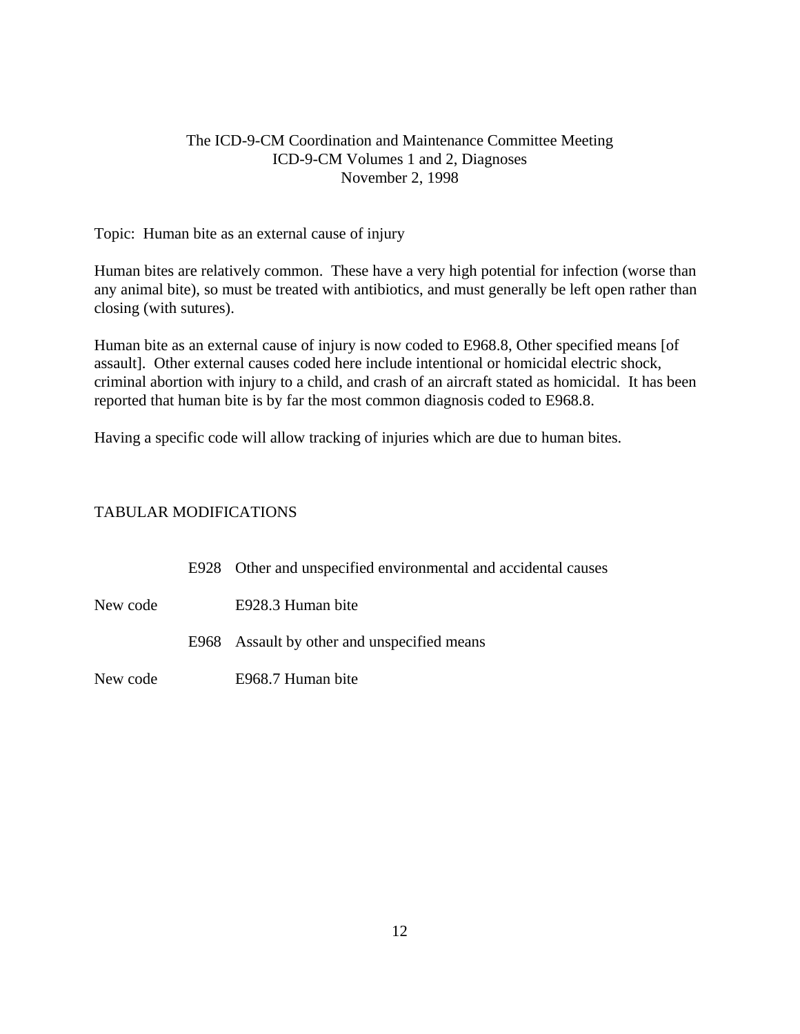The ICD-9-CM Coordination and Maintenance Committee Meeting
ICD-9-CM Volumes 1 and 2, Diagnoses
November 2, 1998

Topic: Human bite as an external cause of injury

Human bites are relatively common. These have a very high potential for infection (worse than any animal bite), so must be treated with antibiotics, and must generally be left open rather than closing (with sutures).

Human bite as an external cause of injury is now coded to E968.8, Other specified means [of assault]. Other external causes coded here include intentional or homicidal electric shock, criminal abortion with injury to a child, and crash of an aircraft stated as homicidal. It has been reported that human bite is by far the most common diagnosis coded to E968.8.

Having a specific code will allow tracking of injuries which are due to human bites.

TABULAR MODIFICATIONS

E928 Other and unspecified environmental and accidental causes

New code E928.3 Human bite

E968 Assault by other and unspecified means

New code E968.7 Human bite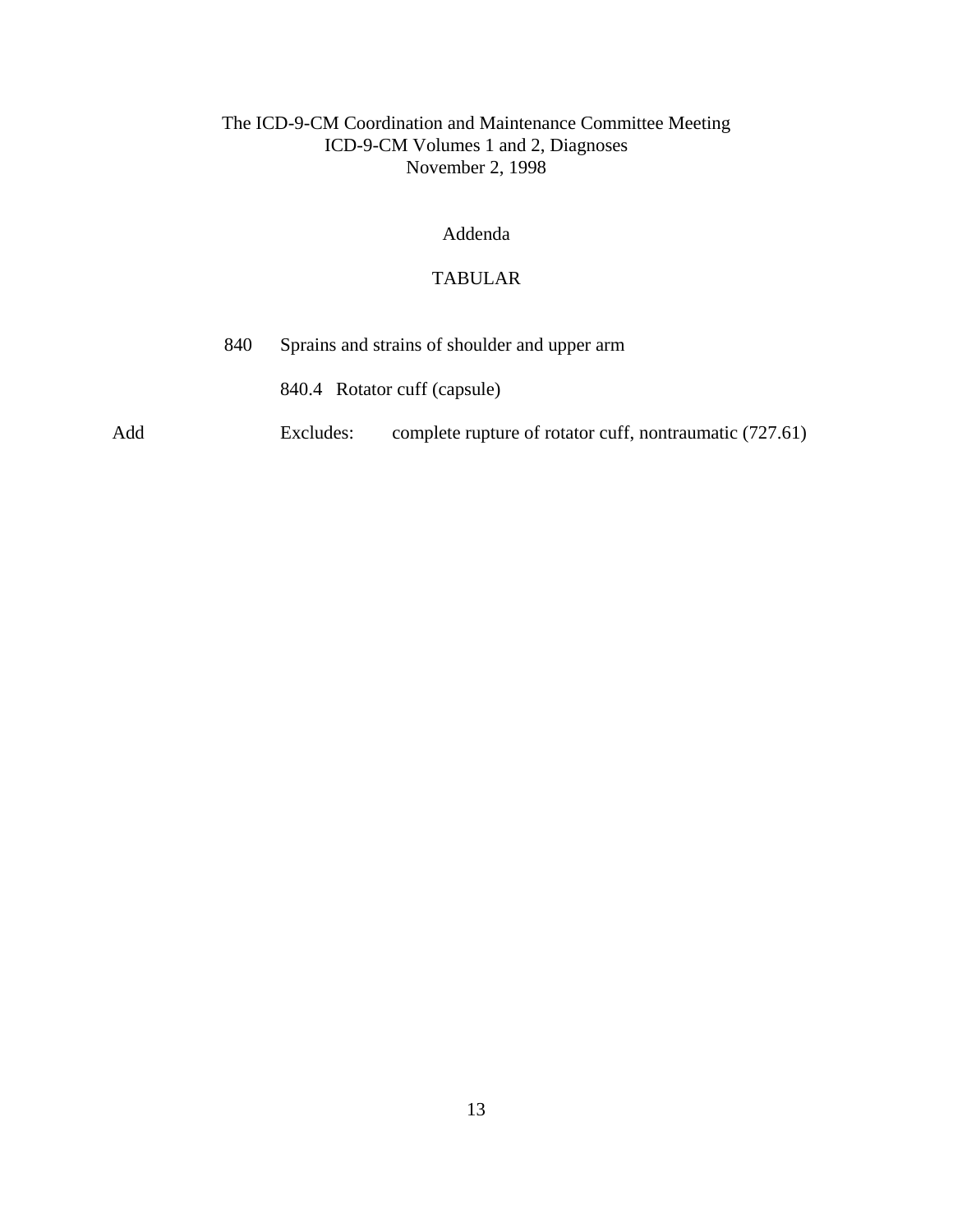The ICD-9-CM Coordination and Maintenance Committee Meeting
ICD-9-CM Volumes 1 and 2, Diagnoses
November 2, 1998

Addenda

TABULAR

840 Sprains and strains of shoulder and upper arm

840.4 Rotator cuff (capsule)

Add Excludes: complete rupture of rotator cuff, nontraumatic (727.61)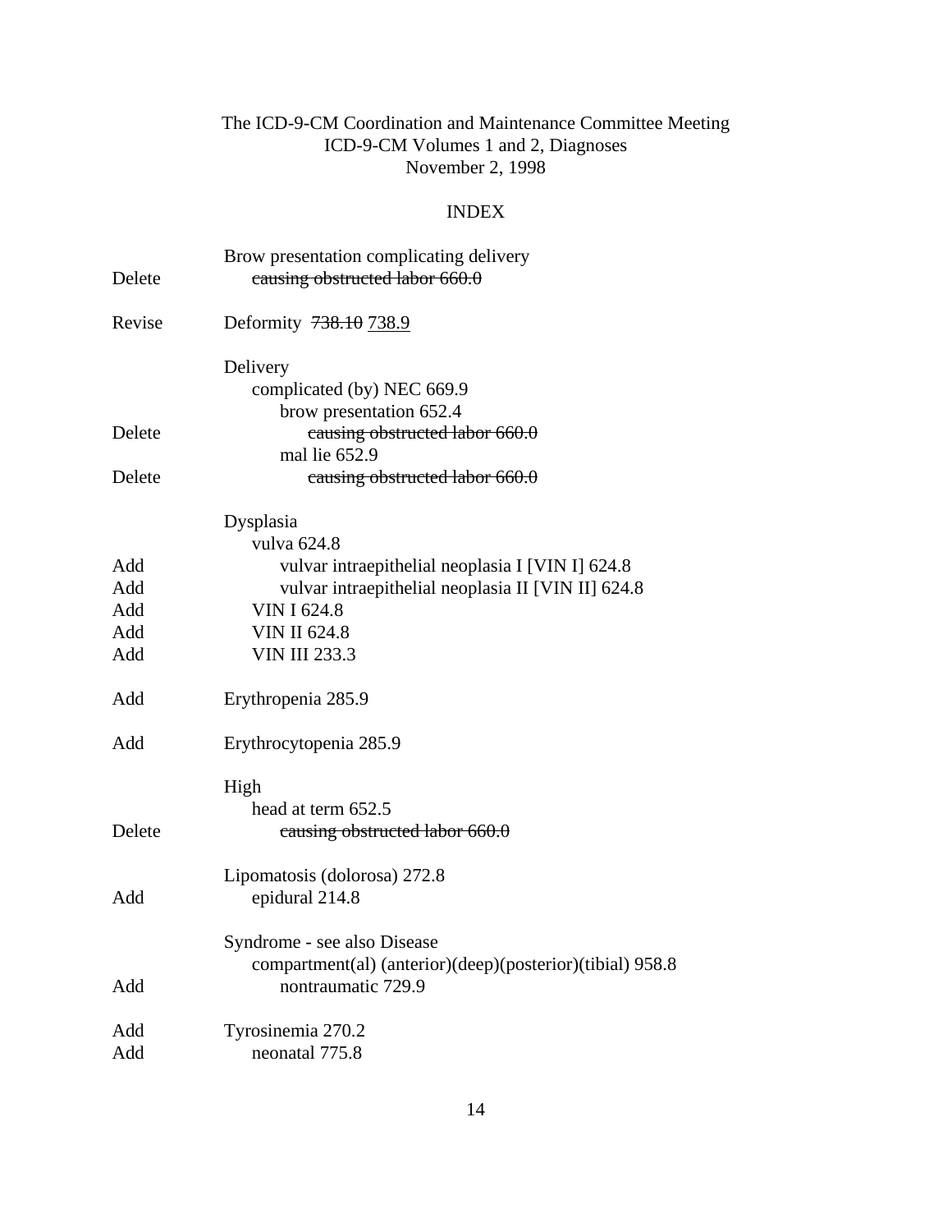The ICD-9-CM Coordination and Maintenance Committee Meeting
ICD-9-CM Volumes 1 and 2, Diagnoses
November 2, 1998

INDEX

| | |
|---|---|
| | Brow presentation complicating delivery |
| Delete | ~~causing obstructed labor 660.0~~ |
| | |
| Revise | Deformity ~~738.10~~ 738.9 |
| | |
| | Delivery |
| | complicated (by) NEC 669.9 |
| | brow presentation 652.4 |
| Delete | ~~causing obstructed labor 660.0~~ |
| | mal lie 652.9 |
| Delete | ~~causing obstructed labor 660.0~~ |
| | |
| | Dysplasia |
| | vulva 624.8 |
| Add | vulvar intraepithelial neoplasia I [VIN I] 624.8 |
| Add | vulvar intraepithelial neoplasia II [VIN II] 624.8 |
| Add | VIN I 624.8 |
| Add | VIN II 624.8 |
| Add | VIN III 233.3 |
| | |
| Add | Erythropenia 285.9 |
| | |
| Add | Erythrocytopenia 285.9 |
| | |
| | High |
| | head at term 652.5 |
| Delete | ~~causing obstructed labor 660.0~~ |
| | |
| | Lipomatosis (dolorosa) 272.8 |
| Add | epidural 214.8 |
| | |
| | Syndrome - see also Disease |
| | compartment(al) (anterior)(deep)(posterior)(tibial) 958.8 |
| Add | nontraumatic 729.9 |
| | |
| Add | Tyrosinemia 270.2 |
| Add | neonatal 775.8 |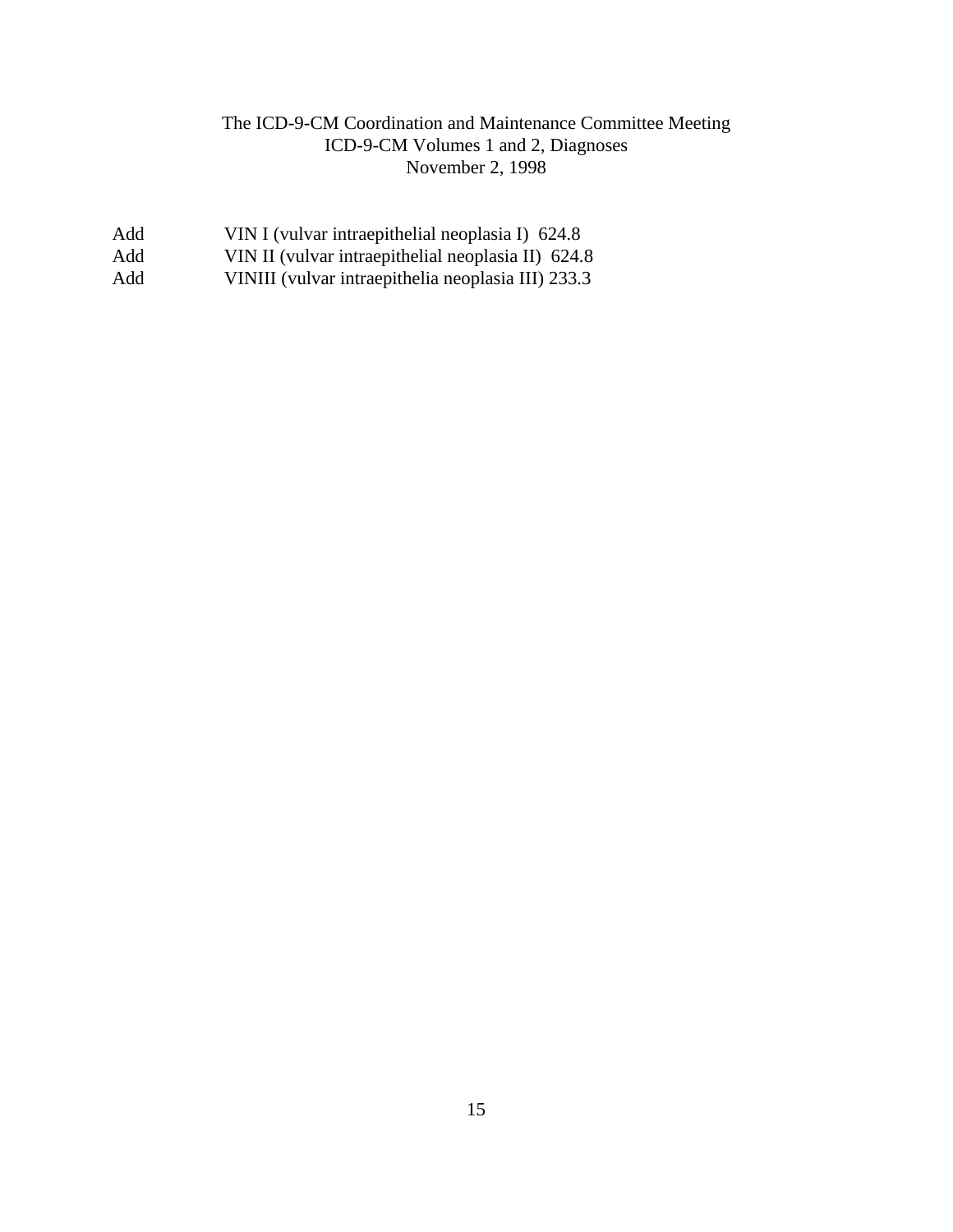The ICD-9-CM Coordination and Maintenance Committee Meeting
ICD-9-CM Volumes 1 and 2, Diagnoses
November 2, 1998

| | |
|---|---|
| Add | VIN I (vulvar intraepithelial neoplasia I) 624.8 |
| Add | VIN II (vulvar intraepithelial neoplasia II) 624.8 |
| Add | VINIII (vulvar intraepithelia neoplasia III) 233.3 |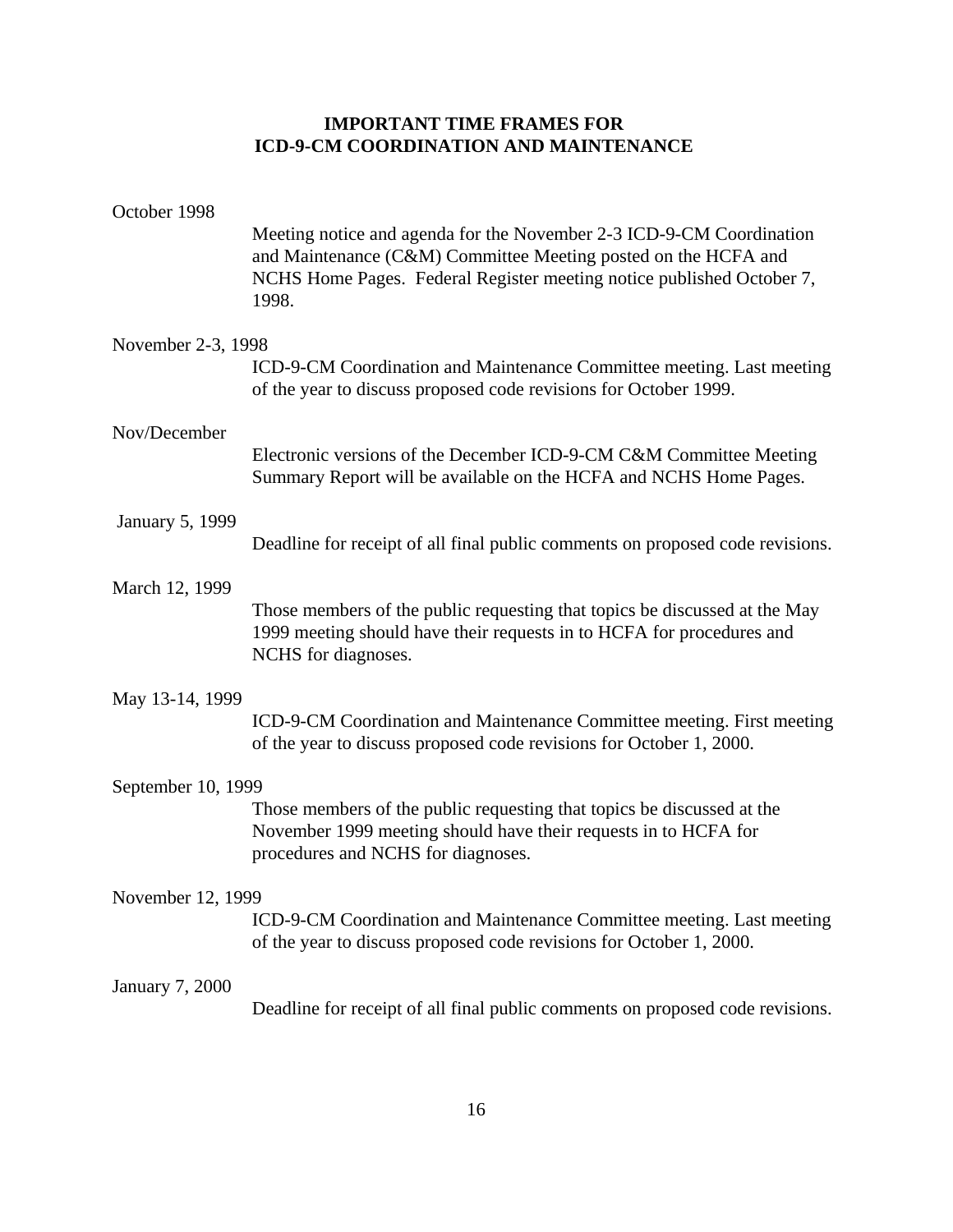## IMPORTANT TIME FRAMES FOR ICD-9-CM COORDINATION AND MAINTENANCE

October 1998

Meeting notice and agenda for the November 2-3 ICD-9-CM Coordination and Maintenance (C&M) Committee Meeting posted on the HCFA and NCHS Home Pages. Federal Register meeting notice published October 7, 1998.

November 2-3, 1998

ICD-9-CM Coordination and Maintenance Committee meeting. Last meeting of the year to discuss proposed code revisions for October 1999.

Nov/December

Electronic versions of the December ICD-9-CM C&M Committee Meeting Summary Report will be available on the HCFA and NCHS Home Pages.

January 5, 1999

Deadline for receipt of all final public comments on proposed code revisions.

March 12, 1999

Those members of the public requesting that topics be discussed at the May 1999 meeting should have their requests in to HCFA for procedures and NCHS for diagnoses.

May 13-14, 1999

ICD-9-CM Coordination and Maintenance Committee meeting. First meeting of the year to discuss proposed code revisions for October 1, 2000.

September 10, 1999

Those members of the public requesting that topics be discussed at the November 1999 meeting should have their requests in to HCFA for procedures and NCHS for diagnoses.

November 12, 1999

ICD-9-CM Coordination and Maintenance Committee meeting. Last meeting of the year to discuss proposed code revisions for October 1, 2000.

January 7, 2000

Deadline for receipt of all final public comments on proposed code revisions.